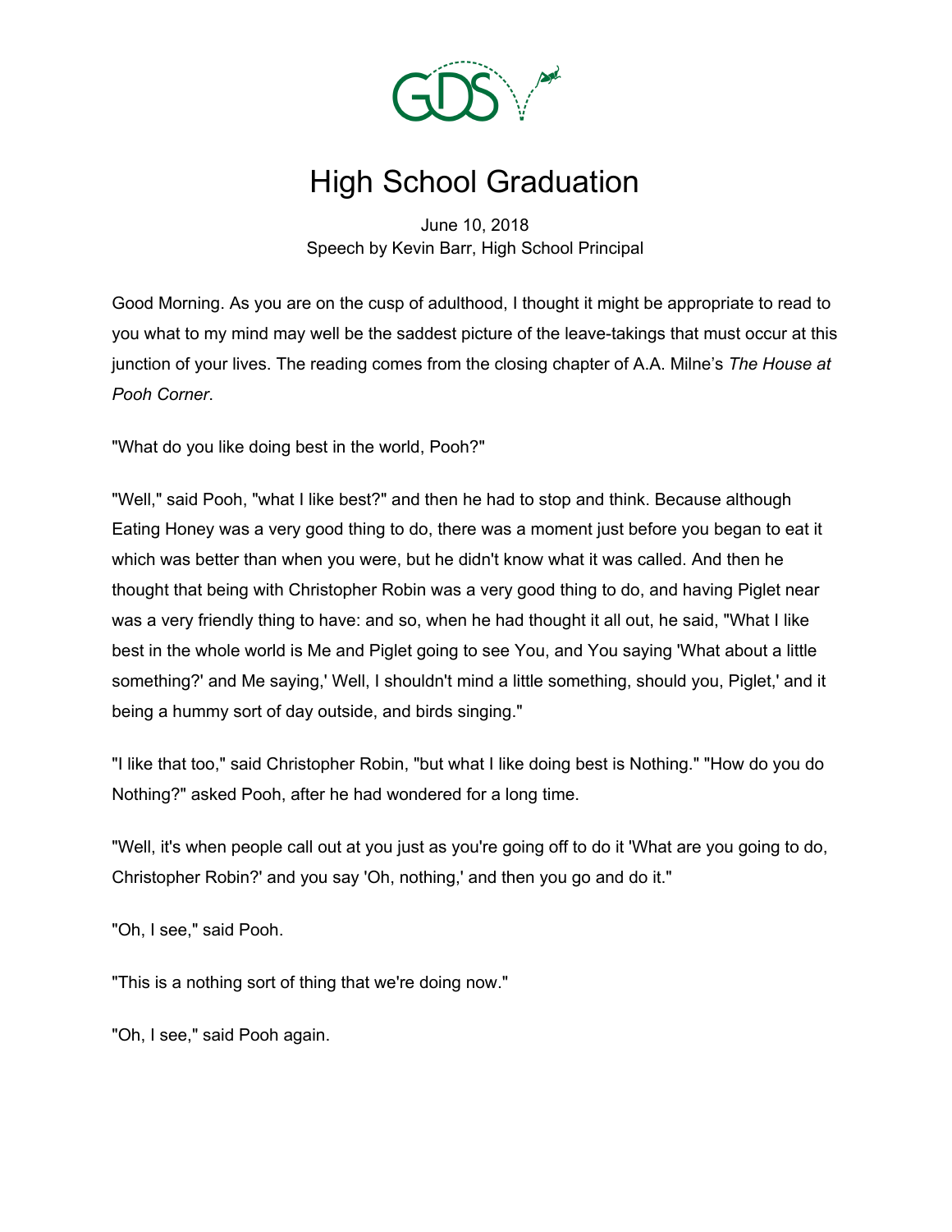# High School Graduation

June 10, 2018
Speech by Kevin Barr, High School Principal

Good Morning. As you are on the cusp of adulthood, I thought it might be appropriate to read to you what to my mind may well be the saddest picture of the leave-takings that must occur at this junction of your lives. The reading comes from the closing chapter of A.A. Milne's *The House at Pooh Corner*.

"What do you like doing best in the world, Pooh?"

"Well," said Pooh, "what I like best?" and then he had to stop and think. Because although Eating Honey was a very good thing to do, there was a moment just before you began to eat it which was better than when you were, but he didn't know what it was called. And then he thought that being with Christopher Robin was a very good thing to do, and having Piglet near was a very friendly thing to have: and so, when he had thought it all out, he said, "What I like best in the whole world is Me and Piglet going to see You, and You saying 'What about a little something?' and Me saying,' Well, I shouldn't mind a little something, should you, Piglet,' and it being a hummy sort of day outside, and birds singing."

"I like that too," said Christopher Robin, "but what I like doing best is Nothing." "How do you do Nothing?" asked Pooh, after he had wondered for a long time.

"Well, it's when people call out at you just as you're going off to do it 'What are you going to do, Christopher Robin?' and you say 'Oh, nothing,' and then you go and do it."

"Oh, I see," said Pooh.

"This is a nothing sort of thing that we're doing now."

"Oh, I see," said Pooh again.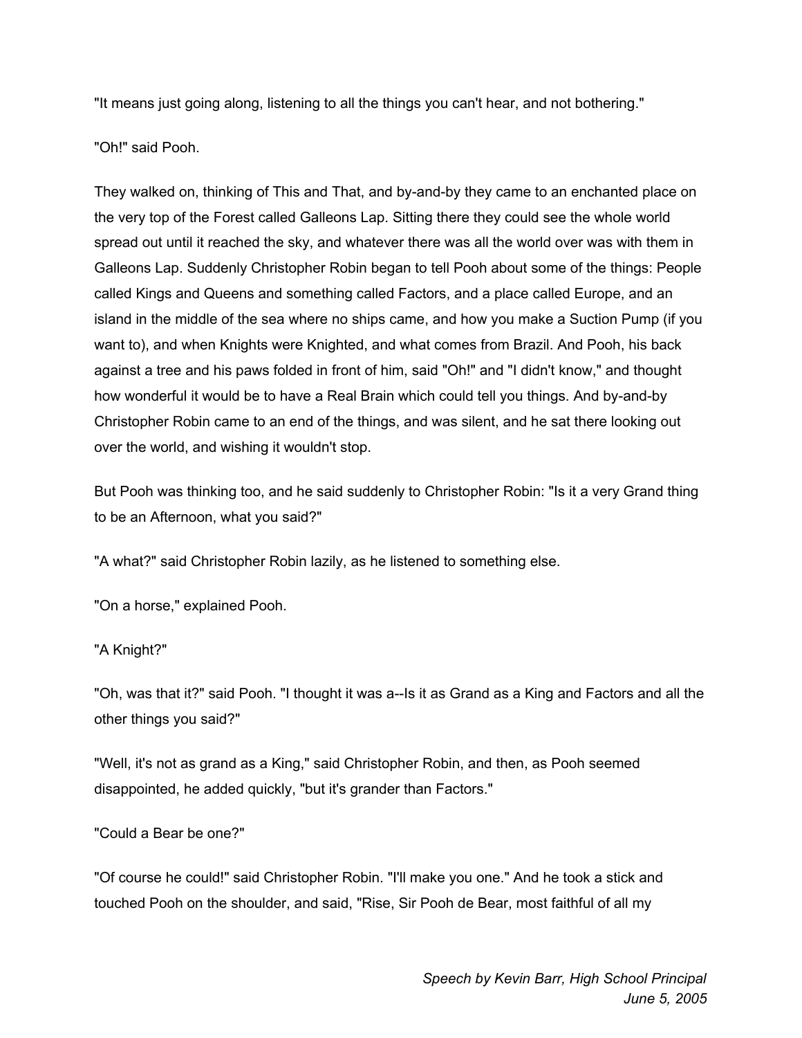"It means just going along, listening to all the things you can't hear, and not bothering."

"Oh!" said Pooh.

They walked on, thinking of This and That, and by-and-by they came to an enchanted place on the very top of the Forest called Galleons Lap. Sitting there they could see the whole world spread out until it reached the sky, and whatever there was all the world over was with them in Galleons Lap. Suddenly Christopher Robin began to tell Pooh about some of the things: People called Kings and Queens and something called Factors, and a place called Europe, and an island in the middle of the sea where no ships came, and how you make a Suction Pump (if you want to), and when Knights were Knighted, and what comes from Brazil. And Pooh, his back against a tree and his paws folded in front of him, said "Oh!" and "I didn't know," and thought how wonderful it would be to have a Real Brain which could tell you things. And by-and-by Christopher Robin came to an end of the things, and was silent, and he sat there looking out over the world, and wishing it wouldn't stop.

But Pooh was thinking too, and he said suddenly to Christopher Robin: "Is it a very Grand thing to be an Afternoon, what you said?"

"A what?" said Christopher Robin lazily, as he listened to something else.

"On a horse," explained Pooh.

"A Knight?"

"Oh, was that it?" said Pooh. "I thought it was a--Is it as Grand as a King and Factors and all the other things you said?"

"Well, it's not as grand as a King," said Christopher Robin, and then, as Pooh seemed disappointed, he added quickly, "but it's grander than Factors."

"Could a Bear be one?"

"Of course he could!" said Christopher Robin. "I'll make you one." And he took a stick and touched Pooh on the shoulder, and said, "Rise, Sir Pooh de Bear, most faithful of all my

*Speech by Kevin Barr, High School Principal*
*June 5, 2005*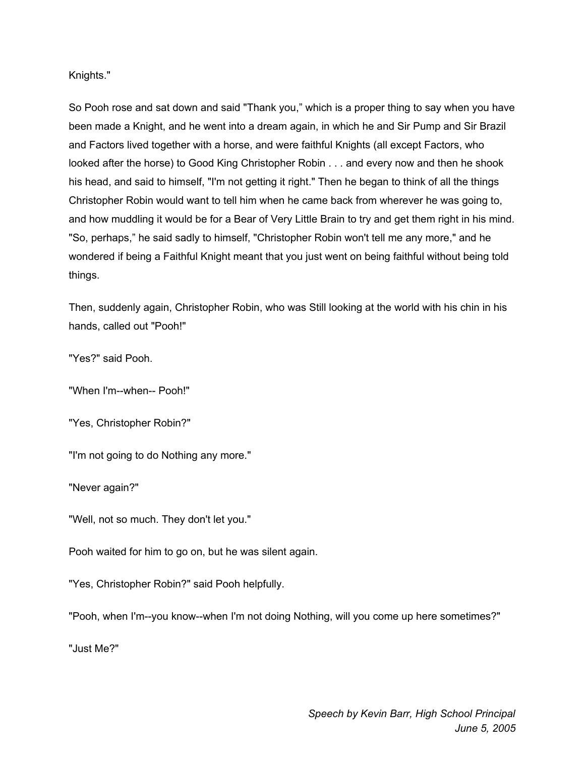Knights."

So Pooh rose and sat down and said "Thank you," which is a proper thing to say when you have been made a Knight, and he went into a dream again, in which he and Sir Pump and Sir Brazil and Factors lived together with a horse, and were faithful Knights (all except Factors, who looked after the horse) to Good King Christopher Robin . . . and every now and then he shook his head, and said to himself, "I'm not getting it right." Then he began to think of all the things Christopher Robin would want to tell him when he came back from wherever he was going to, and how muddling it would be for a Bear of Very Little Brain to try and get them right in his mind. "So, perhaps," he said sadly to himself, "Christopher Robin won't tell me any more," and he wondered if being a Faithful Knight meant that you just went on being faithful without being told things.

Then, suddenly again, Christopher Robin, who was Still looking at the world with his chin in his hands, called out "Pooh!"

"Yes?" said Pooh.

"When I'm--when-- Pooh!"

"Yes, Christopher Robin?"

"I'm not going to do Nothing any more."

"Never again?"

"Well, not so much. They don't let you."

Pooh waited for him to go on, but he was silent again.

"Yes, Christopher Robin?" said Pooh helpfully.

"Pooh, when I'm--you know--when I'm not doing Nothing, will you come up here sometimes?"

"Just Me?"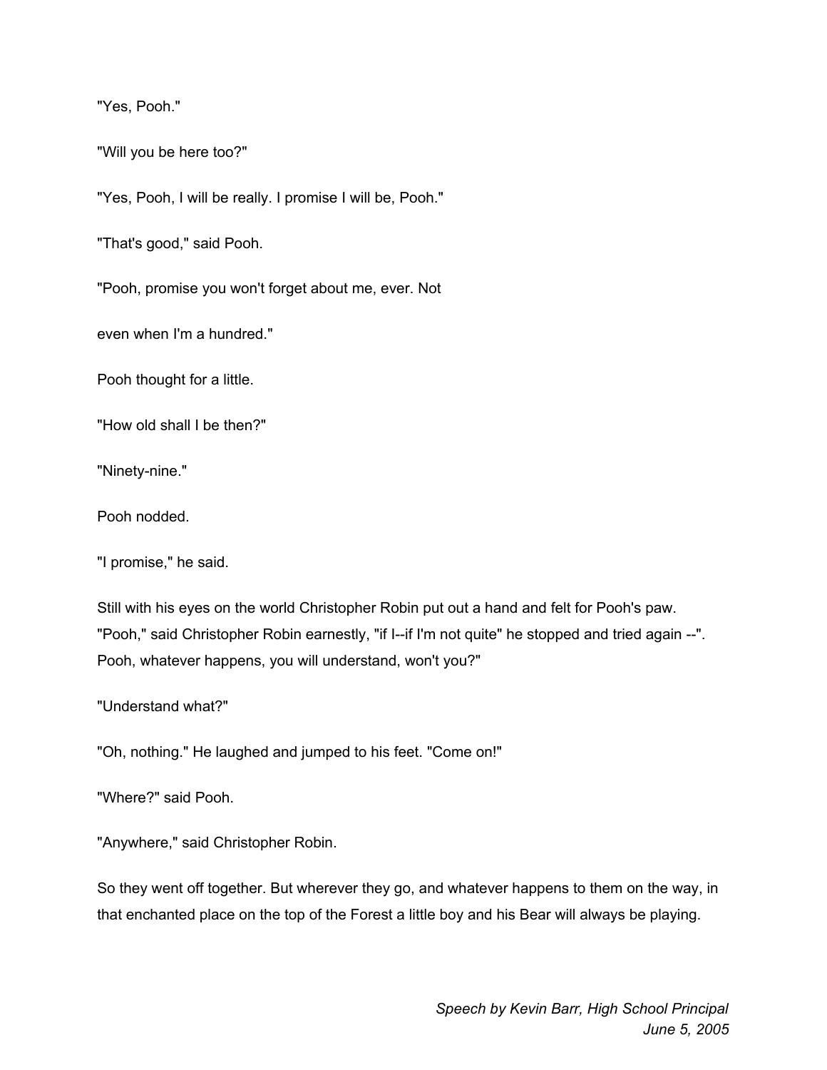"Yes, Pooh."

"Will you be here too?"

"Yes, Pooh, I will be really. I promise I will be, Pooh."

"That's good," said Pooh.

"Pooh, promise you won't forget about me, ever. Not

even when I'm a hundred."

Pooh thought for a little.

"How old shall I be then?"

"Ninety-nine."

Pooh nodded.

"I promise," he said.

Still with his eyes on the world Christopher Robin put out a hand and felt for Pooh's paw. "Pooh," said Christopher Robin earnestly, "if I--if I'm not quite" he stopped and tried again --". Pooh, whatever happens, you will understand, won't you?"

"Understand what?"

"Oh, nothing." He laughed and jumped to his feet. "Come on!"

"Where?" said Pooh.

"Anywhere," said Christopher Robin.

So they went off together. But wherever they go, and whatever happens to them on the way, in that enchanted place on the top of the Forest a little boy and his Bear will always be playing.

*Speech by Kevin Barr, High School Principal*
*June 5, 2005*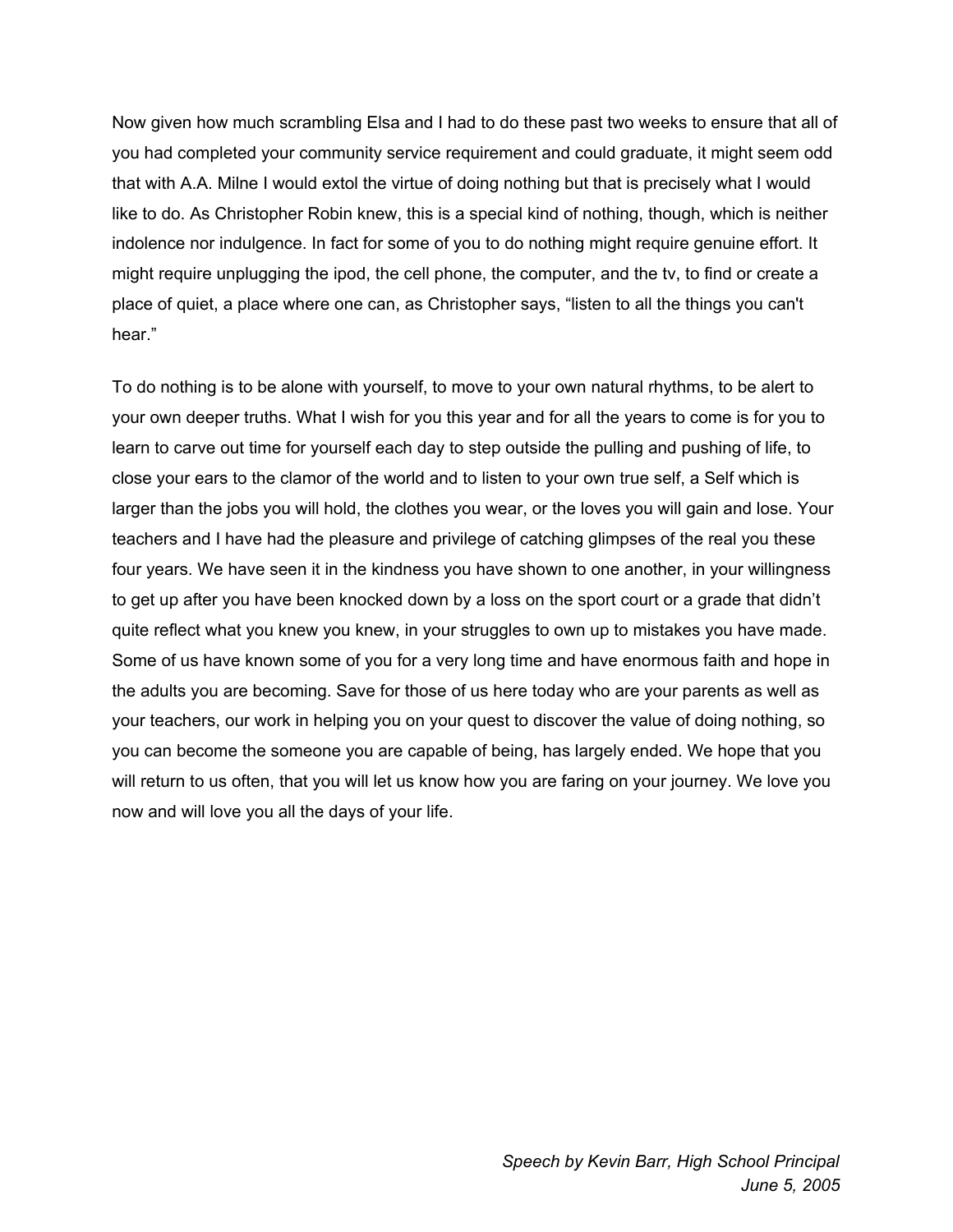Now given how much scrambling Elsa and I had to do these past two weeks to ensure that all of you had completed your community service requirement and could graduate, it might seem odd that with A.A. Milne I would extol the virtue of doing nothing but that is precisely what I would like to do. As Christopher Robin knew, this is a special kind of nothing, though, which is neither indolence nor indulgence. In fact for some of you to do nothing might require genuine effort. It might require unplugging the ipod, the cell phone, the computer, and the tv, to find or create a place of quiet, a place where one can, as Christopher says, "listen to all the things you can't hear."

To do nothing is to be alone with yourself, to move to your own natural rhythms, to be alert to your own deeper truths. What I wish for you this year and for all the years to come is for you to learn to carve out time for yourself each day to step outside the pulling and pushing of life, to close your ears to the clamor of the world and to listen to your own true self, a Self which is larger than the jobs you will hold, the clothes you wear, or the loves you will gain and lose. Your teachers and I have had the pleasure and privilege of catching glimpses of the real you these four years. We have seen it in the kindness you have shown to one another, in your willingness to get up after you have been knocked down by a loss on the sport court or a grade that didn't quite reflect what you knew you knew, in your struggles to own up to mistakes you have made. Some of us have known some of you for a very long time and have enormous faith and hope in the adults you are becoming. Save for those of us here today who are your parents as well as your teachers, our work in helping you on your quest to discover the value of doing nothing, so you can become the someone you are capable of being, has largely ended. We hope that you will return to us often, that you will let us know how you are faring on your journey. We love you now and will love you all the days of your life.

*Speech by Kevin Barr, High School Principal*
*June 5, 2005*